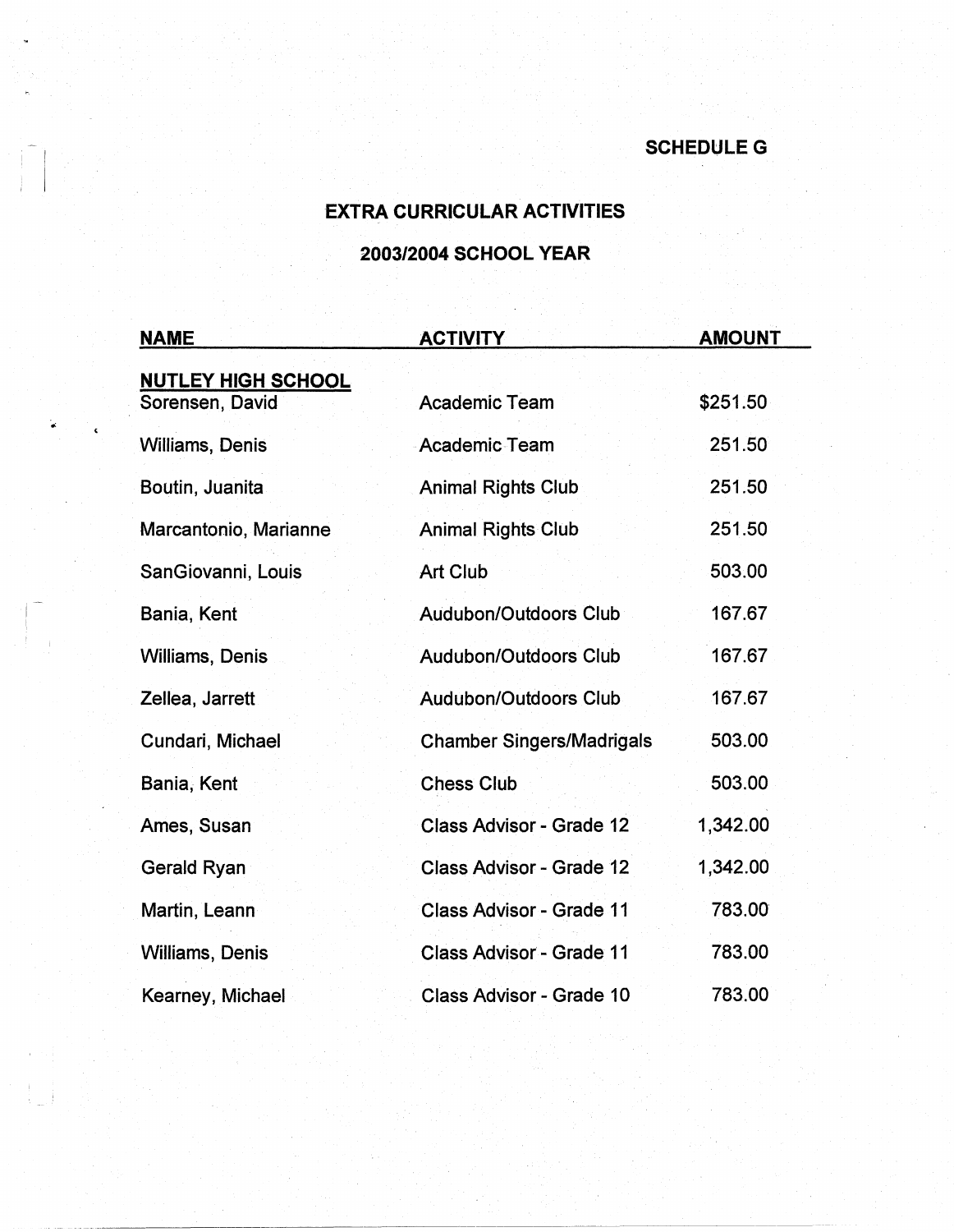SCHEDULE G

# EXTRA CURRICULAR ACTIVITIES

## 2003/2004 SCHOOL YEAR

| NAME | ACTIVITY | AMOUNT |
|---|---|---|
| **NUTLEY HIGH SCHOOL** | | |
| Sorensen, David | Academic Team | $251.50 |
| Williams, Denis | Academic Team | 251.50 |
| Boutin, Juanita | Animal Rights Club | 251.50 |
| Marcantonio, Marianne | Animal Rights Club | 251.50 |
| SanGiovanni, Louis | Art Club | 503.00 |
| Bania, Kent | Audubon/Outdoors Club | 167.67 |
| Williams, Denis | Audubon/Outdoors Club | 167.67 |
| Zellea, Jarrett | Audubon/Outdoors Club | 167.67 |
| Cundari, Michael | Chamber Singers/Madrigals | 503.00 |
| Bania, Kent | Chess Club | 503.00 |
| Ames, Susan | Class Advisor - Grade 12 | 1,342.00 |
| Gerald Ryan | Class Advisor - Grade 12 | 1,342.00 |
| Martin, Leann | Class Advisor - Grade 11 | 783.00 |
| Williams, Denis | Class Advisor - Grade 11 | 783.00 |
| Kearney, Michael | Class Advisor - Grade 10 | 783.00 |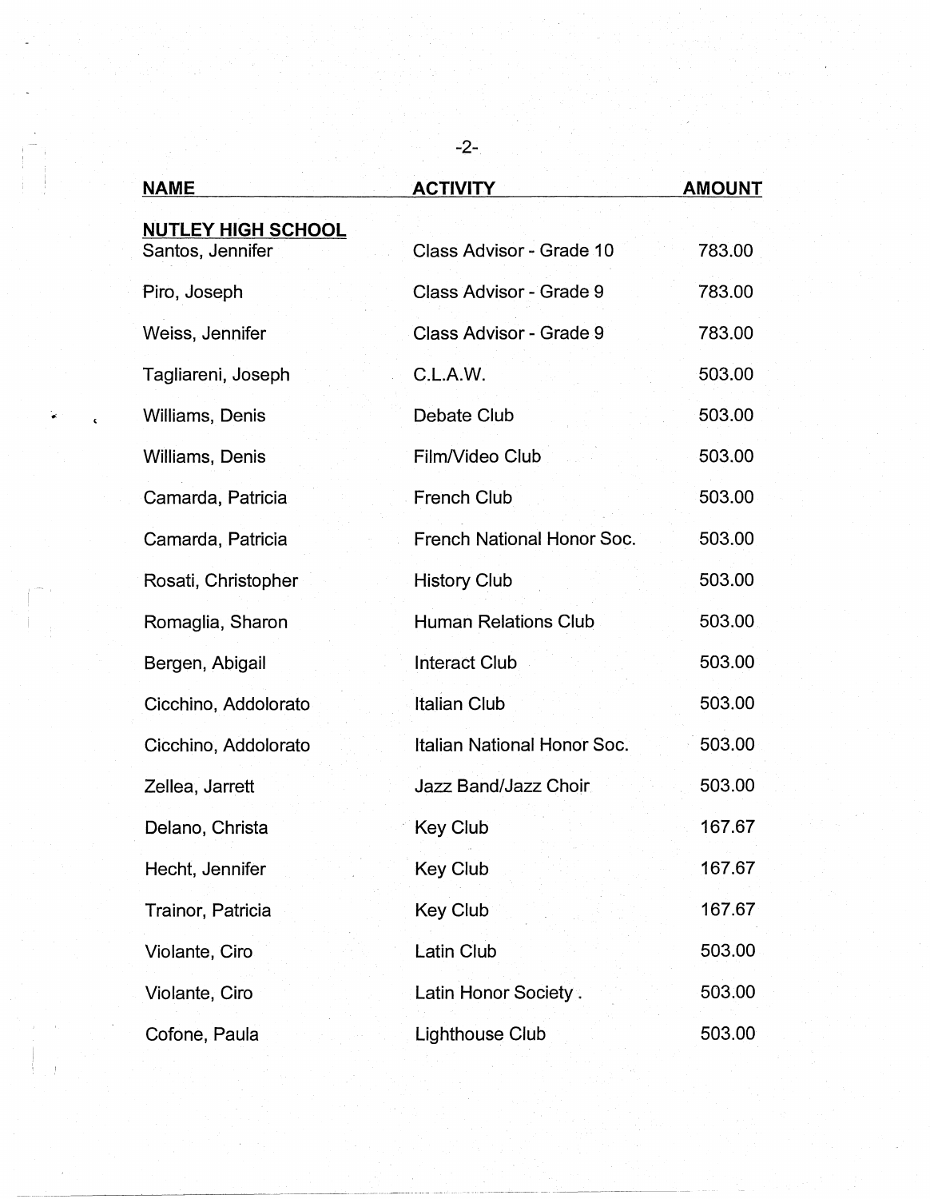| NAME | ACTIVITY | AMOUNT |
|---|---|---|
| **NUTLEY HIGH SCHOOL** | | |
| Santos, Jennifer | Class Advisor - Grade 10 | 783.00 |
| Piro, Joseph | Class Advisor - Grade 9 | 783.00 |
| Weiss, Jennifer | Class Advisor - Grade 9 | 783.00 |
| Tagliareni, Joseph | C.L.A.W. | 503.00 |
| Williams, Denis | Debate Club | 503.00 |
| Williams, Denis | Film/Video Club | 503.00 |
| Camarda, Patricia | French Club | 503.00 |
| Camarda, Patricia | French National Honor Soc. | 503.00 |
| Rosati, Christopher | History Club | 503.00 |
| Romaglia, Sharon | Human Relations Club | 503.00 |
| Bergen, Abigail | Interact Club | 503.00 |
| Cicchino, Addolorato | Italian Club | 503.00 |
| Cicchino, Addolorato | Italian National Honor Soc. | 503.00 |
| Zellea, Jarrett | Jazz Band/Jazz Choir | 503.00 |
| Delano, Christa | Key Club | 167.67 |
| Hecht, Jennifer | Key Club | 167.67 |
| Trainor, Patricia | Key Club | 167.67 |
| Violante, Ciro | Latin Club | 503.00 |
| Violante, Ciro | Latin Honor Society . | 503.00 |
| Cofone, Paula | Lighthouse Club | 503.00 |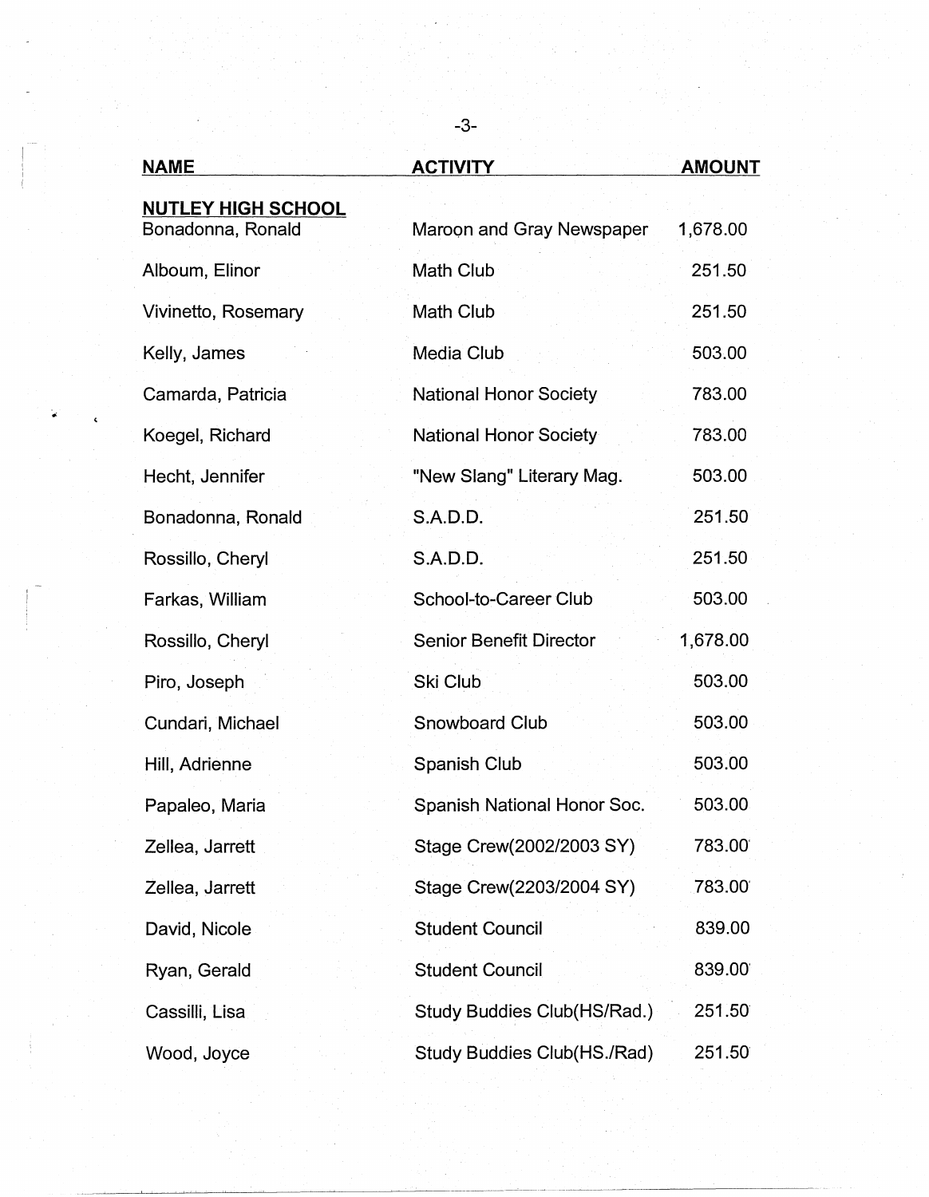| NAME | ACTIVITY | AMOUNT |
|---|---|---|
| **NUTLEY HIGH SCHOOL** | | |
| Bonadonna, Ronald | Maroon and Gray Newspaper | 1,678.00 |
| Alboum, Elinor | Math Club | 251.50 |
| Vivinetto, Rosemary | Math Club | 251.50 |
| Kelly, James | Media Club | 503.00 |
| Camarda, Patricia | National Honor Society | 783.00 |
| Koegel, Richard | National Honor Society | 783.00 |
| Hecht, Jennifer | "New Slang" Literary Mag. | 503.00 |
| Bonadonna, Ronald | S.A.D.D. | 251.50 |
| Rossillo, Cheryl | S.A.D.D. | 251.50 |
| Farkas, William | School-to-Career Club | 503.00 |
| Rossillo, Cheryl | Senior Benefit Director | 1,678.00 |
| Piro, Joseph | Ski Club | 503.00 |
| Cundari, Michael | Snowboard Club | 503.00 |
| Hill, Adrienne | Spanish Club | 503.00 |
| Papaleo, Maria | Spanish National Honor Soc. | 503.00 |
| Zellea, Jarrett | Stage Crew(2002/2003 SY) | 783.00 |
| Zellea, Jarrett | Stage Crew(2203/2004 SY) | 783.00 |
| David, Nicole | Student Council | 839.00 |
| Ryan, Gerald | Student Council | 839.00 |
| Cassilli, Lisa | Study Buddies Club(HS/Rad.) | 251.50 |
| Wood, Joyce | Study Buddies Club(HS./Rad) | 251.50 |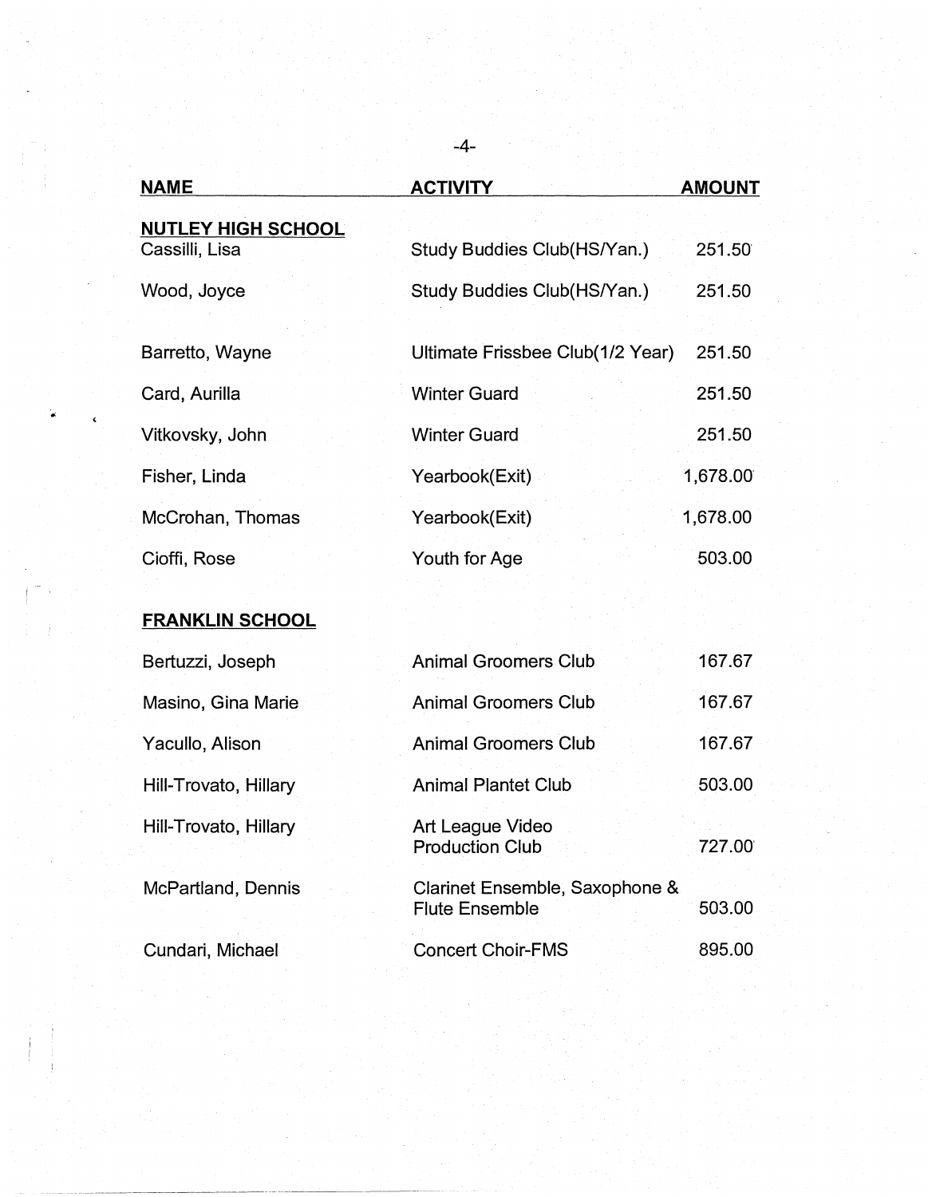| NAME | ACTIVITY | AMOUNT |
|---|---|---|
| **NUTLEY HIGH SCHOOL** | | |
| Cassilli, Lisa | Study Buddies Club(HS/Yan.) | 251.50 |
| Wood, Joyce | Study Buddies Club(HS/Yan.) | 251.50 |
| Barretto, Wayne | Ultimate Frissbee Club(1/2 Year) | 251.50 |
| Card, Aurilla | Winter Guard | 251.50 |
| Vitkovsky, John | Winter Guard | 251.50 |
| Fisher, Linda | Yearbook(Exit) | 1,678.00 |
| McCrohan, Thomas | Yearbook(Exit) | 1,678.00 |
| Cioffi, Rose | Youth for Age | 503.00 |
| **FRANKLIN SCHOOL** | | |
| Bertuzzi, Joseph | Animal Groomers Club | 167.67 |
| Masino, Gina Marie | Animal Groomers Club | 167.67 |
| Yacullo, Alison | Animal Groomers Club | 167.67 |
| Hill-Trovato, Hillary | Animal Plantet Club | 503.00 |
| Hill-Trovato, Hillary | Art League Video Production Club | 727.00 |
| McPartland, Dennis | Clarinet Ensemble, Saxophone & Flute Ensemble | 503.00 |
| Cundari, Michael | Concert Choir-FMS | 895.00 |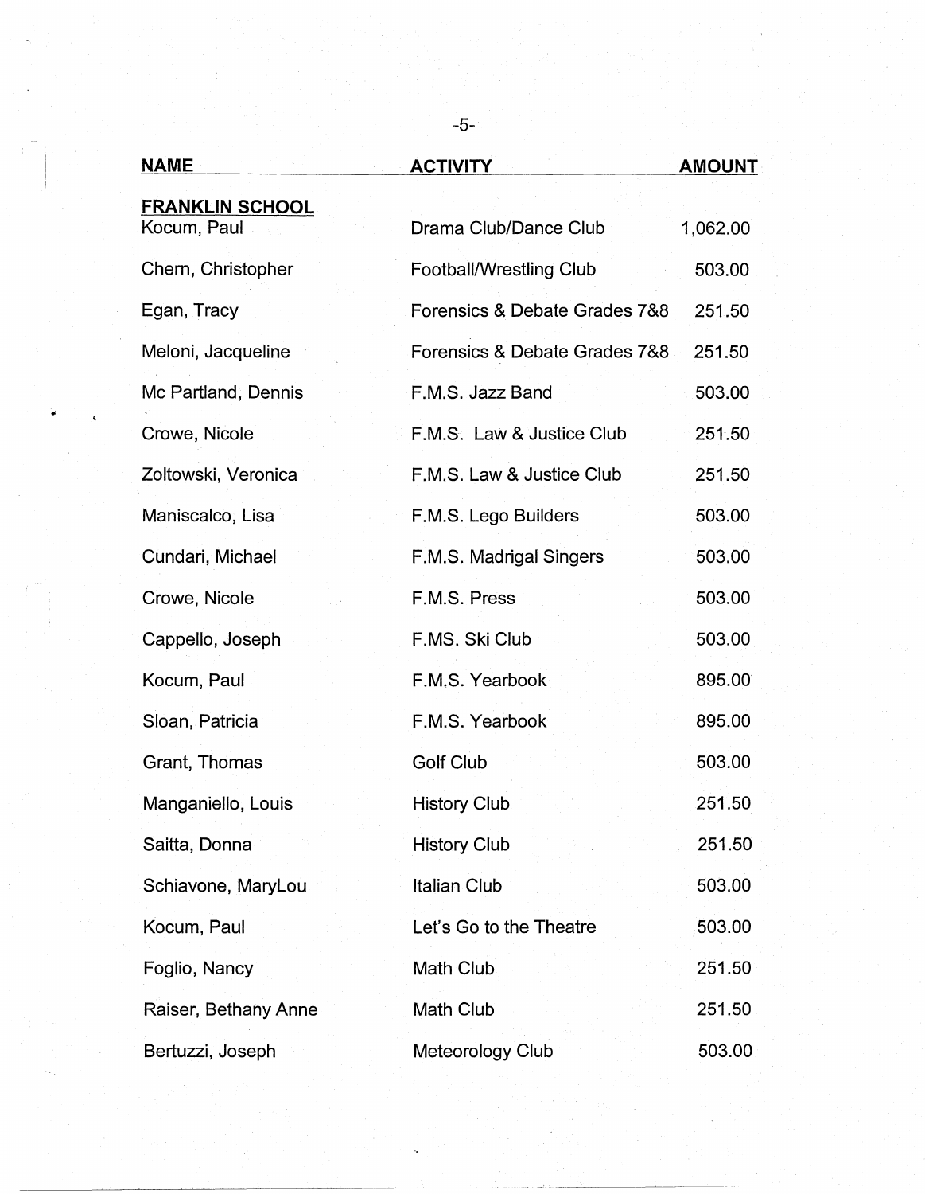| NAME | ACTIVITY | AMOUNT |
|---|---|---|
| **FRANKLIN SCHOOL** | | |
| Kocum, Paul | Drama Club/Dance Club | 1,062.00 |
| Chern, Christopher | Football/Wrestling Club | 503.00 |
| Egan, Tracy | Forensics & Debate Grades 7&8 | 251.50 |
| Meloni, Jacqueline | Forensics & Debate Grades 7&8 | 251.50 |
| Mc Partland, Dennis | F.M.S. Jazz Band | 503.00 |
| Crowe, Nicole | F.M.S. Law & Justice Club | 251.50 |
| Zoltowski, Veronica | F.M.S. Law & Justice Club | 251.50 |
| Maniscalco, Lisa | F.M.S. Lego Builders | 503.00 |
| Cundari, Michael | F.M.S. Madrigal Singers | 503.00 |
| Crowe, Nicole | F.M.S. Press | 503.00 |
| Cappello, Joseph | F.MS. Ski Club | 503.00 |
| Kocum, Paul | F.M.S. Yearbook | 895.00 |
| Sloan, Patricia | F.M.S. Yearbook | 895.00 |
| Grant, Thomas | Golf Club | 503.00 |
| Manganiello, Louis | History Club | 251.50 |
| Saitta, Donna | History Club | 251.50 |
| Schiavone, MaryLou | Italian Club | 503.00 |
| Kocum, Paul | Let's Go to the Theatre | 503.00 |
| Foglio, Nancy | Math Club | 251.50 |
| Raiser, Bethany Anne | Math Club | 251.50 |
| Bertuzzi, Joseph | Meteorology Club | 503.00 |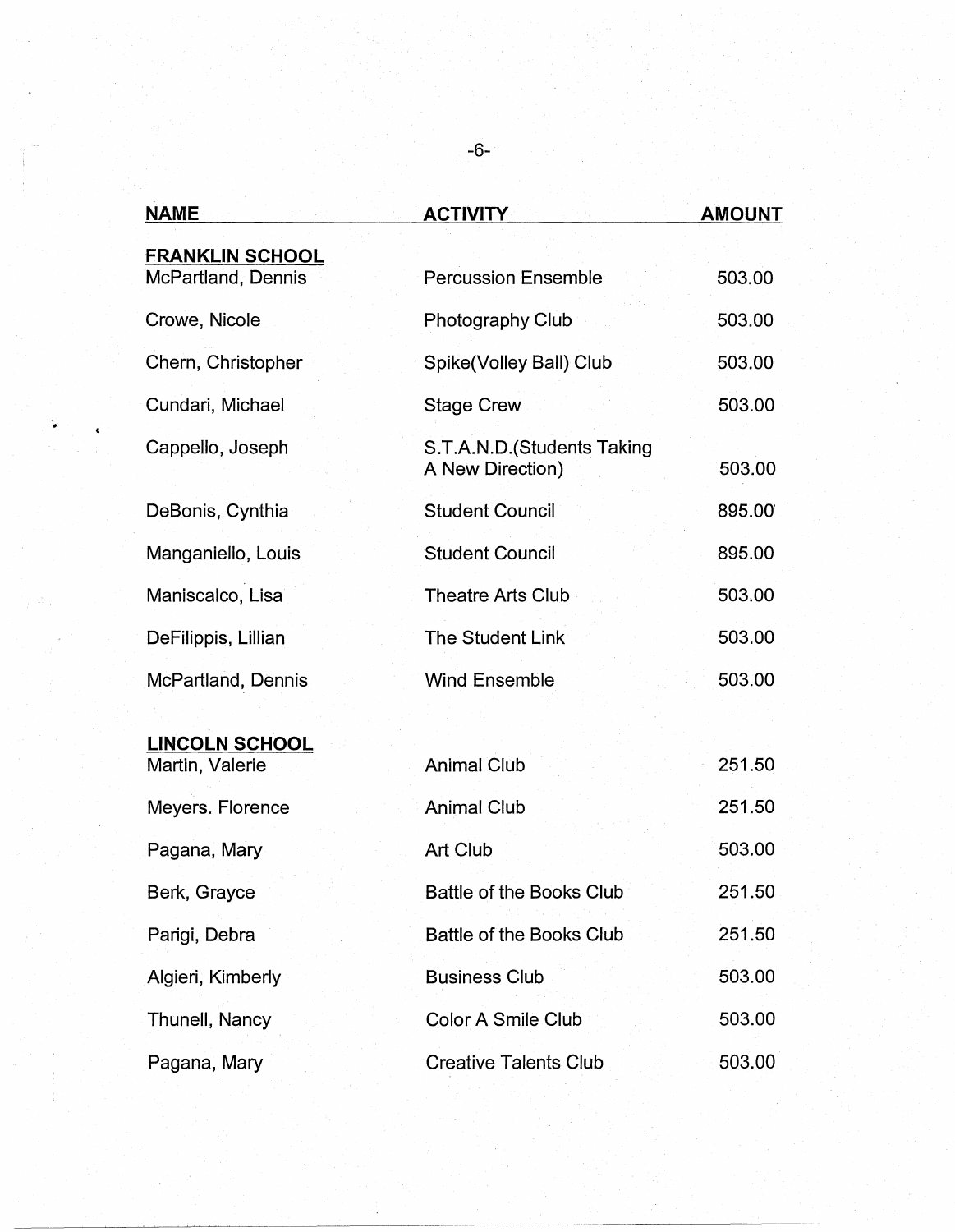| NAME | ACTIVITY | AMOUNT |
|---|---|---|
| **FRANKLIN SCHOOL** | | |
| McPartland, Dennis | Percussion Ensemble | 503.00 |
| Crowe, Nicole | Photography Club | 503.00 |
| Chern, Christopher | Spike(Volley Ball) Club | 503.00 |
| Cundari, Michael | Stage Crew | 503.00 |
| Cappello, Joseph | S.T.A.N.D.(Students Taking A New Direction) | 503.00 |
| DeBonis, Cynthia | Student Council | 895.00 |
| Manganiello, Louis | Student Council | 895.00 |
| Maniscalco, Lisa | Theatre Arts Club | 503.00 |
| DeFilippis, Lillian | The Student Link | 503.00 |
| McPartland, Dennis | Wind Ensemble | 503.00 |
| **LINCOLN SCHOOL** | | |
| Martin, Valerie | Animal Club | 251.50 |
| Meyers. Florence | Animal Club | 251.50 |
| Pagana, Mary | Art Club | 503.00 |
| Berk, Grayce | Battle of the Books Club | 251.50 |
| Parigi, Debra | Battle of the Books Club | 251.50 |
| Algieri, Kimberly | Business Club | 503.00 |
| Thunell, Nancy | Color A Smile Club | 503.00 |
| Pagana, Mary | Creative Talents Club | 503.00 |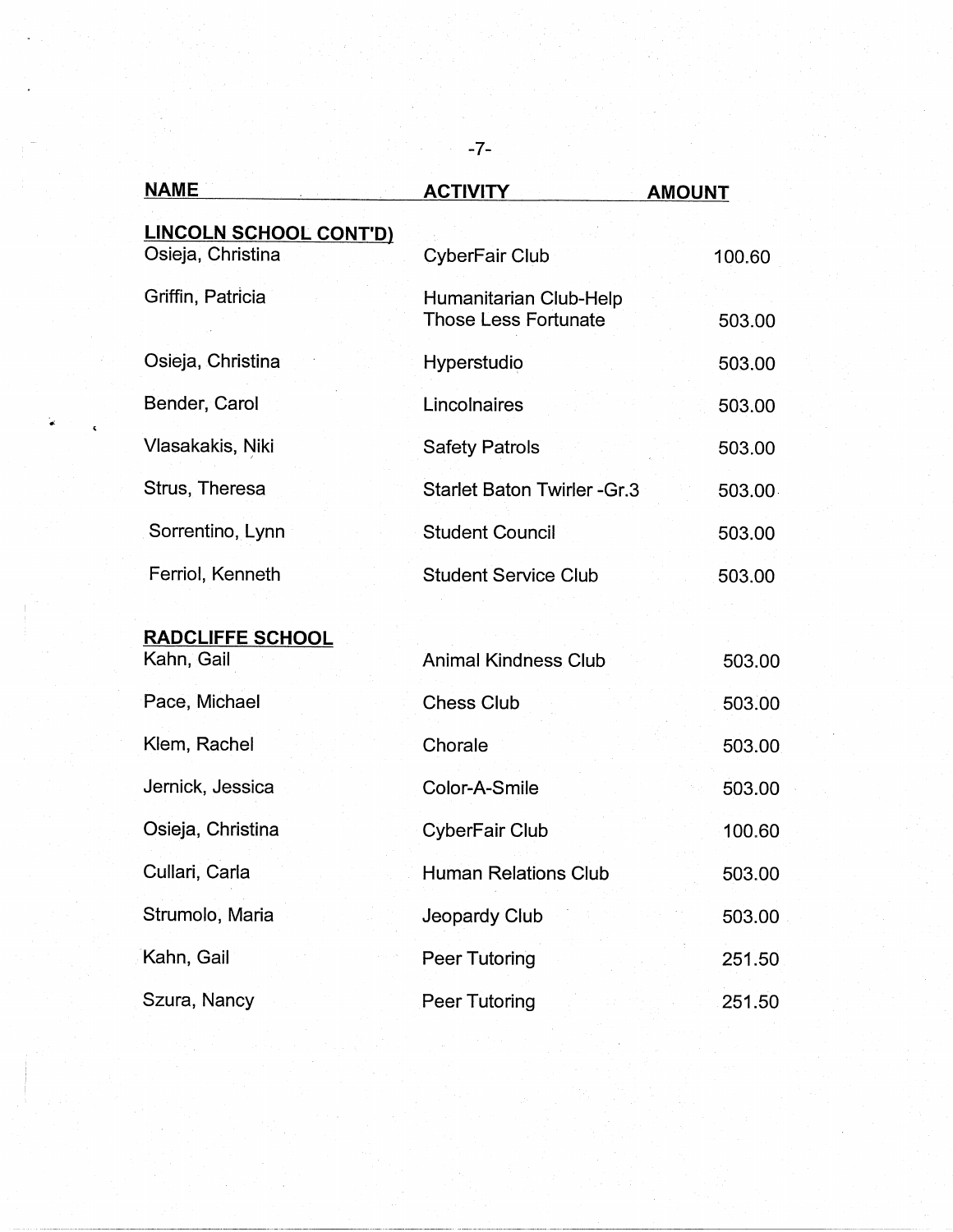| NAME | ACTIVITY | AMOUNT |
|---|---|---|
| **LINCOLN SCHOOL CONT'D)** | | |
| Osieja, Christina | CyberFair Club | 100.60 |
| Griffin, Patricia | Humanitarian Club-Help Those Less Fortunate | 503.00 |
| Osieja, Christina | Hyperstudio | 503.00 |
| Bender, Carol | Lincolnaires | 503.00 |
| Vlasakakis, Niki | Safety Patrols | 503.00 |
| Strus, Theresa | Starlet Baton Twirler -Gr.3 | 503.00 |
| Sorrentino, Lynn | Student Council | 503.00 |
| Ferriol, Kenneth | Student Service Club | 503.00 |
| **RADCLIFFE SCHOOL** | | |
| Kahn, Gail | Animal Kindness Club | 503.00 |
| Pace, Michael | Chess Club | 503.00 |
| Klem, Rachel | Chorale | 503.00 |
| Jernick, Jessica | Color-A-Smile | 503.00 |
| Osieja, Christina | CyberFair Club | 100.60 |
| Cullari, Carla | Human Relations Club | 503.00 |
| Strumolo, Maria | Jeopardy Club | 503.00 |
| Kahn, Gail | Peer Tutoring | 251.50 |
| Szura, Nancy | Peer Tutoring | 251.50 |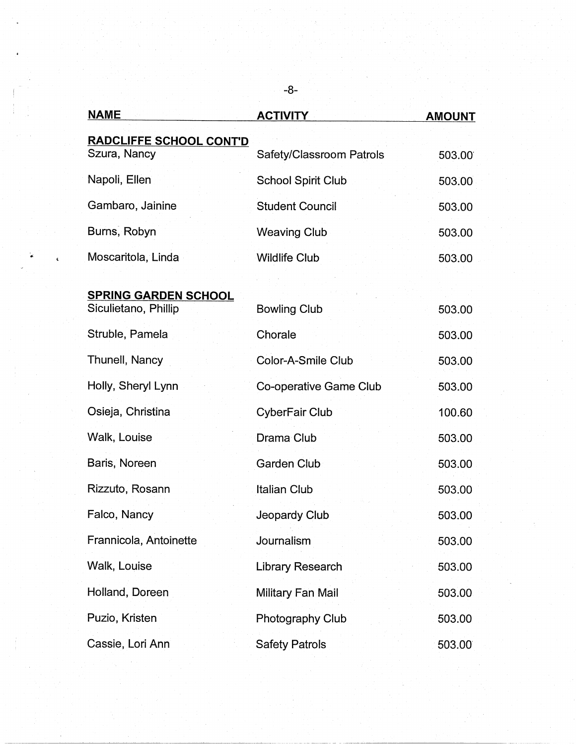| NAME | ACTIVITY | AMOUNT |
|---|---|---|
| **RADCLIFFE SCHOOL CONT'D** | | |
| Szura, Nancy | Safety/Classroom Patrols | 503.00 |
| Napoli, Ellen | School Spirit Club | 503.00 |
| Gambaro, Jainine | Student Council | 503.00 |
| Burns, Robyn | Weaving Club | 503.00 |
| Moscaritola, Linda | Wildlife Club | 503.00 |
| **SPRING GARDEN SCHOOL** | | |
| Siculietano, Phillip | Bowling Club | 503.00 |
| Struble, Pamela | Chorale | 503.00 |
| Thunell, Nancy | Color-A-Smile Club | 503.00 |
| Holly, Sheryl Lynn | Co-operative Game Club | 503.00 |
| Osieja, Christina | CyberFair Club | 100.60 |
| Walk, Louise | Drama Club | 503.00 |
| Baris, Noreen | Garden Club | 503.00 |
| Rizzuto, Rosann | Italian Club | 503.00 |
| Falco, Nancy | Jeopardy Club | 503.00 |
| Frannicola, Antoinette | Journalism | 503.00 |
| Walk, Louise | Library Research | 503.00 |
| Holland, Doreen | Military Fan Mail | 503.00 |
| Puzio, Kristen | Photography Club | 503.00 |
| Cassie, Lori Ann | Safety Patrols | 503.00 |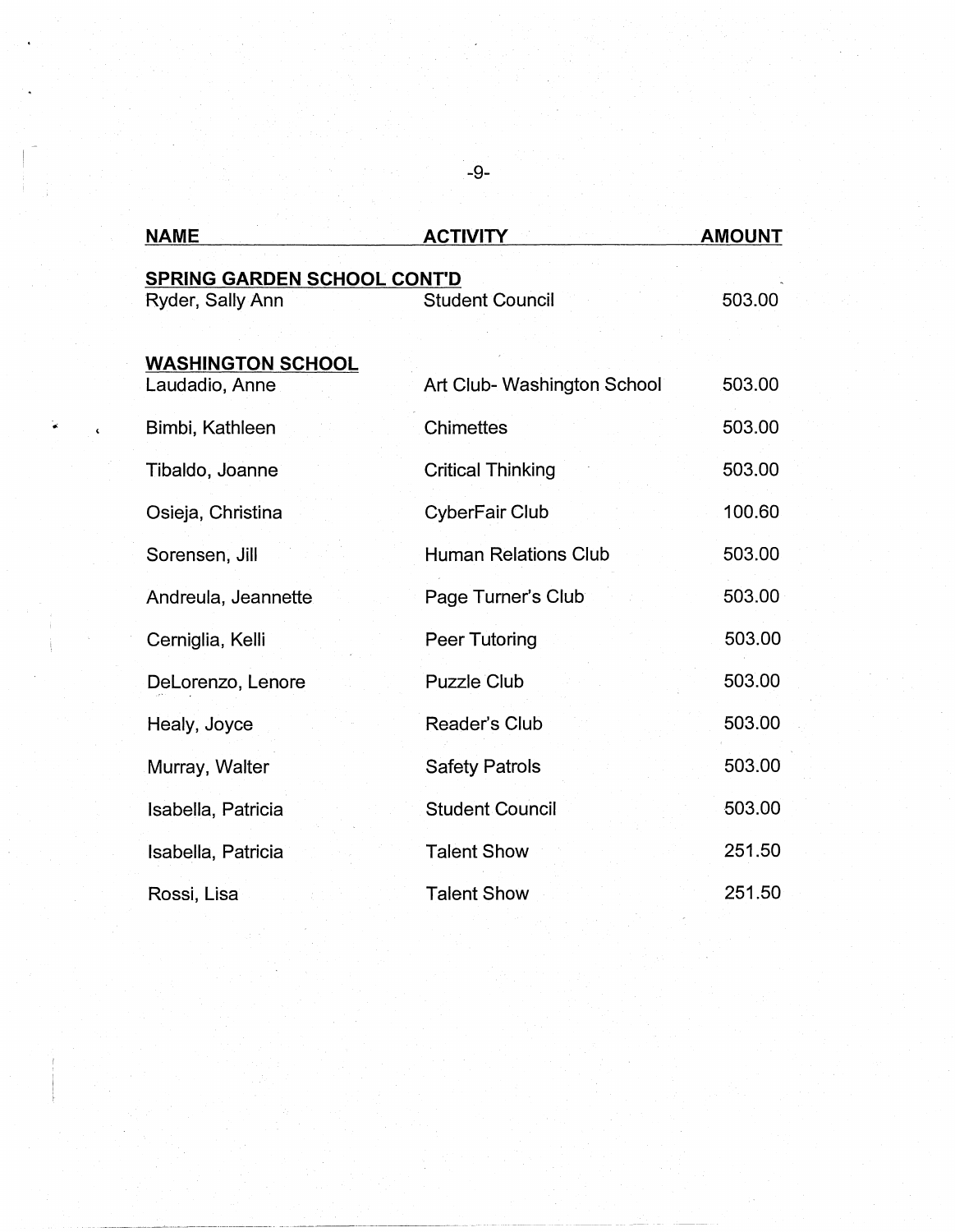| NAME | ACTIVITY | AMOUNT |
|---|---|---|
| **SPRING GARDEN SCHOOL CONT'D** | | |
| Ryder, Sally Ann | Student Council | 503.00 |
| **WASHINGTON SCHOOL** | | |
| Laudadio, Anne | Art Club- Washington School | 503.00 |
| Bimbi, Kathleen | Chimettes | 503.00 |
| Tibaldo, Joanne | Critical Thinking | 503.00 |
| Osieja, Christina | CyberFair Club | 100.60 |
| Sorensen, Jill | Human Relations Club | 503.00 |
| Andreula, Jeannette | Page Turner's Club | 503.00 |
| Cerniglia, Kelli | Peer Tutoring | 503.00 |
| DeLorenzo, Lenore | Puzzle Club | 503.00 |
| Healy, Joyce | Reader's Club | 503.00 |
| Murray, Walter | Safety Patrols | 503.00 |
| Isabella, Patricia | Student Council | 503.00 |
| Isabella, Patricia | Talent Show | 251.50 |
| Rossi, Lisa | Talent Show | 251.50 |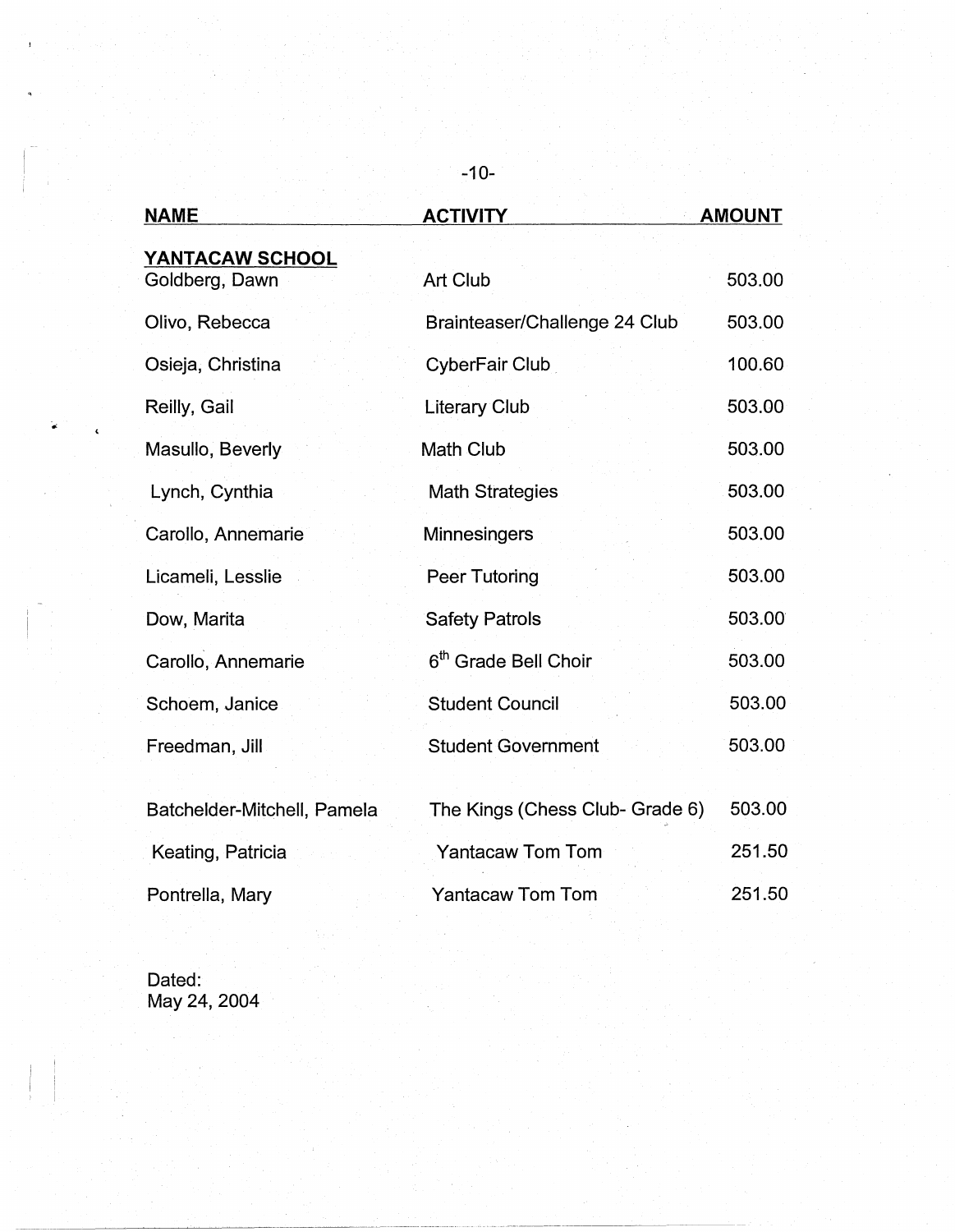| NAME | ACTIVITY | AMOUNT |
|---|---|---|
| **YANTACAW SCHOOL** | | |
| Goldberg, Dawn | Art Club | 503.00 |
| Olivo, Rebecca | Brainteaser/Challenge 24 Club | 503.00 |
| Osieja, Christina | CyberFair Club | 100.60 |
| Reilly, Gail | Literary Club | 503.00 |
| Masullo, Beverly | Math Club | 503.00 |
| Lynch, Cynthia | Math Strategies | 503.00 |
| Carollo, Annemarie | Minnesingers | 503.00 |
| Licameli, Lesslie | Peer Tutoring | 503.00 |
| Dow, Marita | Safety Patrols | 503.00 |
| Carollo, Annemarie | 6th Grade Bell Choir | 503.00 |
| Schoem, Janice | Student Council | 503.00 |
| Freedman, Jill | Student Government | 503.00 |
| Batchelder-Mitchell, Pamela | The Kings (Chess Club- Grade 6) | 503.00 |
| Keating, Patricia | Yantacaw Tom Tom | 251.50 |
| Pontrella, Mary | Yantacaw Tom Tom | 251.50 |

Dated:
May 24, 2004